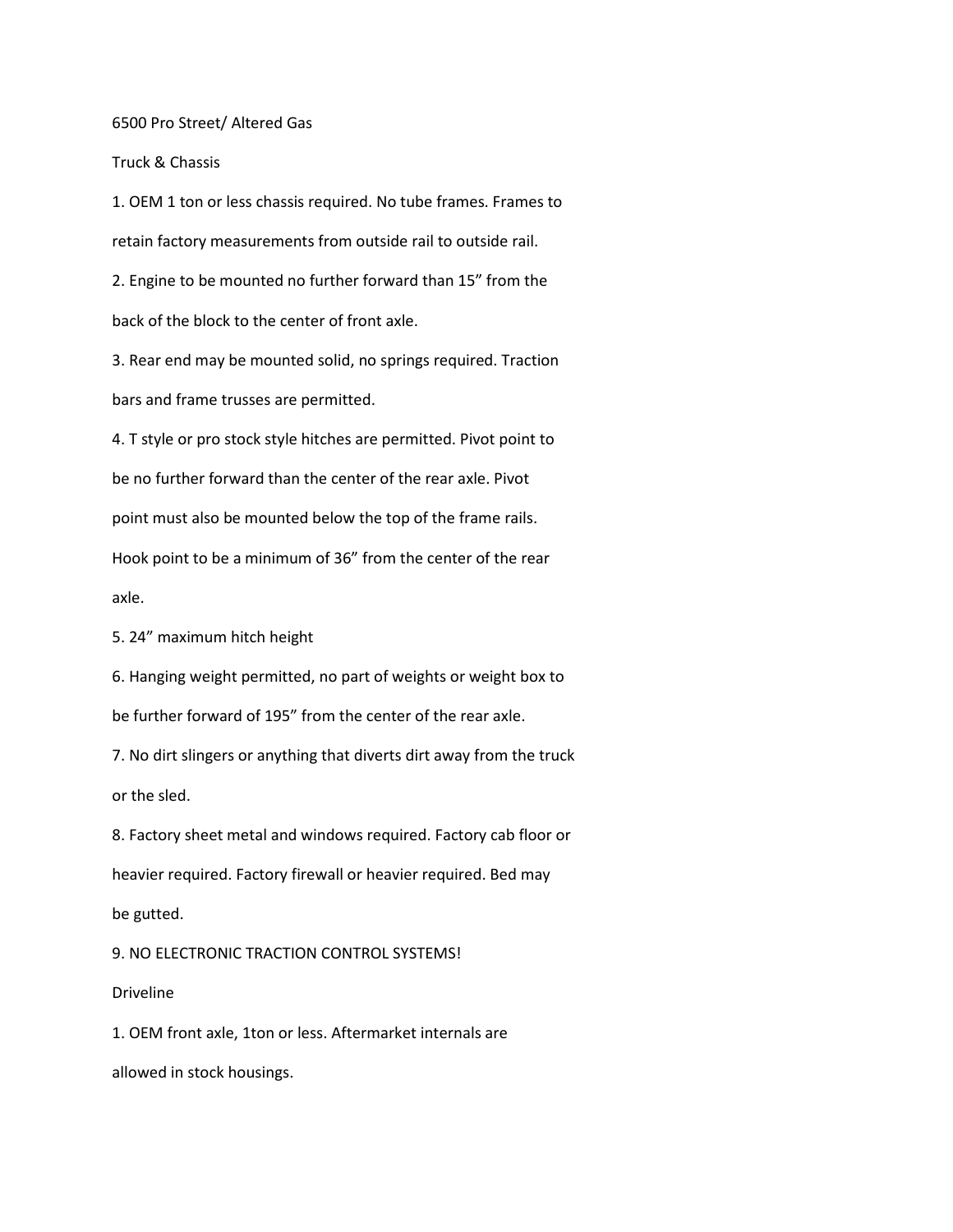# 6500 Pro Street/ Altered Gas

## Truck & Chassis

1. OEM 1 ton or less chassis required. No tube frames. Frames to retain factory measurements from outside rail to outside rail.
2. Engine to be mounted no further forward than 15" from the back of the block to the center of front axle.
3. Rear end may be mounted solid, no springs required. Traction bars and frame trusses are permitted.
4. T style or pro stock style hitches are permitted. Pivot point to be no further forward than the center of the rear axle. Pivot point must also be mounted below the top of the frame rails. Hook point to be a minimum of 36" from the center of the rear axle.
5. 24" maximum hitch height
6. Hanging weight permitted, no part of weights or weight box to be further forward of 195" from the center of the rear axle.
7. No dirt slingers or anything that diverts dirt away from the truck or the sled.
8. Factory sheet metal and windows required. Factory cab floor or heavier required. Factory firewall or heavier required. Bed may be gutted.
9. NO ELECTRONIC TRACTION CONTROL SYSTEMS!

## Driveline

1. OEM front axle, 1ton or less. Aftermarket internals are allowed in stock housings.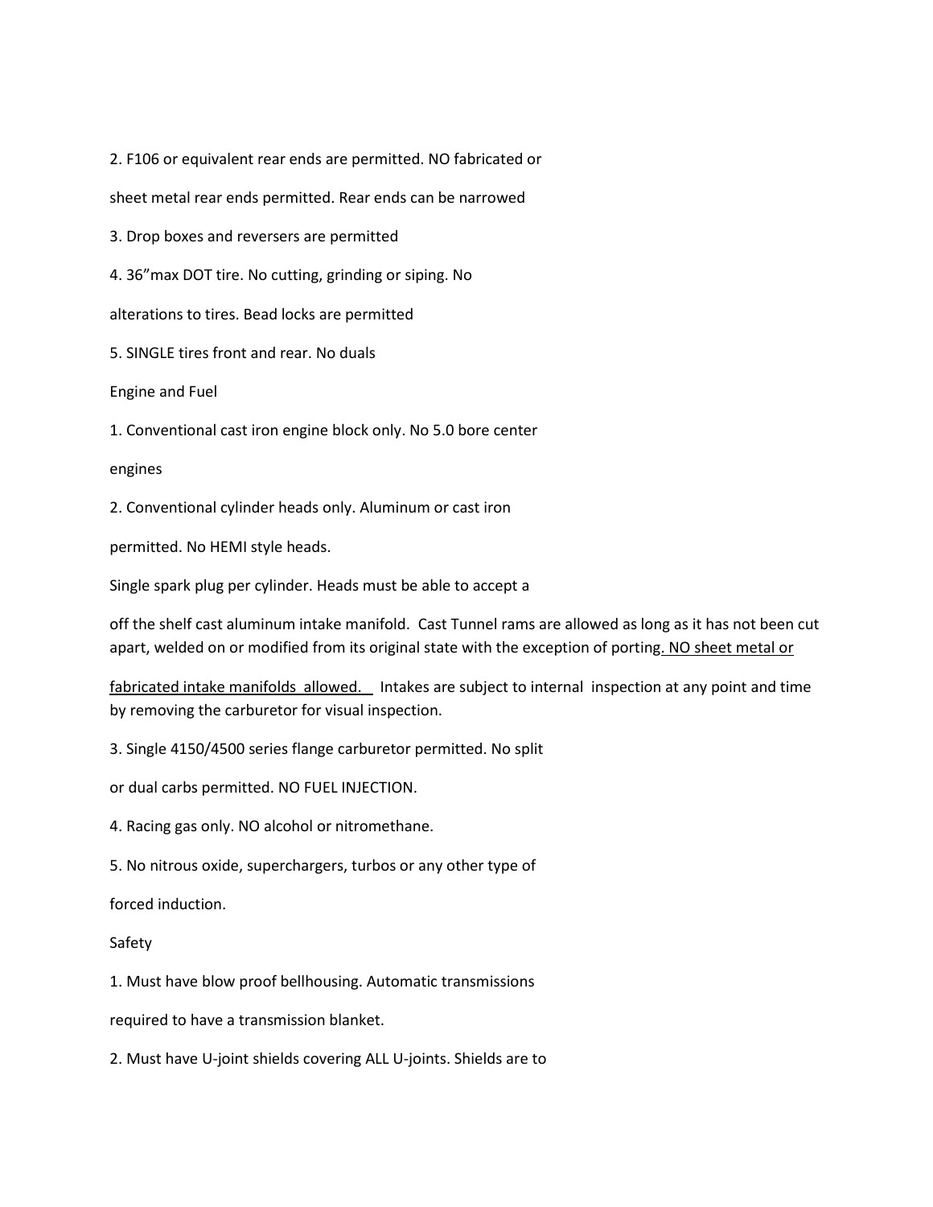2. F106 or equivalent rear ends are permitted. NO fabricated or sheet metal rear ends permitted. Rear ends can be narrowed

3. Drop boxes and reversers are permitted

4. 36”max DOT tire. No cutting, grinding or siping. No alterations to tires. Bead locks are permitted

5. SINGLE tires front and rear. No duals

Engine and Fuel

1. Conventional cast iron engine block only. No 5.0 bore center engines

2. Conventional cylinder heads only. Aluminum or cast iron permitted. No HEMI style heads.

Single spark plug per cylinder. Heads must be able to accept a off the shelf cast aluminum intake manifold. Cast Tunnel rams are allowed as long as it has not been cut apart, welded on or modified from its original state with the exception of porting. NO sheet metal or fabricated intake manifolds allowed. Intakes are subject to internal inspection at any point and time by removing the carburetor for visual inspection.

3. Single 4150/4500 series flange carburetor permitted. No split or dual carbs permitted. NO FUEL INJECTION.

4. Racing gas only. NO alcohol or nitromethane.

5. No nitrous oxide, superchargers, turbos or any other type of forced induction.

Safety

1. Must have blow proof bellhousing. Automatic transmissions required to have a transmission blanket.

2. Must have U-joint shields covering ALL U-joints. Shields are to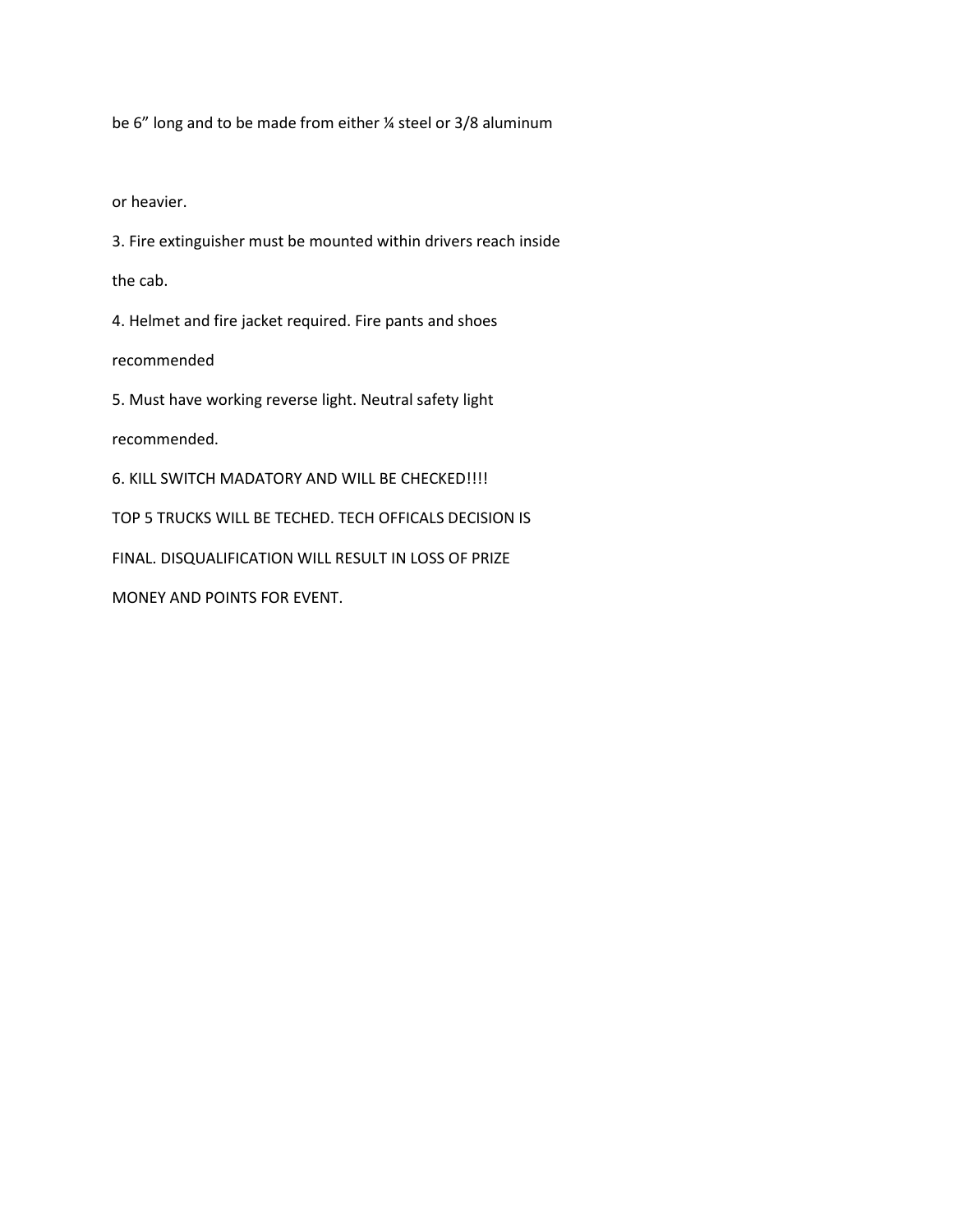be 6” long and to be made from either ¼ steel or 3/8 aluminum

or heavier.

3. Fire extinguisher must be mounted within drivers reach inside the cab.

4. Helmet and fire jacket required. Fire pants and shoes recommended

5. Must have working reverse light. Neutral safety light recommended.

6. KILL SWITCH MADATORY AND WILL BE CHECKED!!!!

TOP 5 TRUCKS WILL BE TECHED. TECH OFFICALS DECISION IS FINAL. DISQUALIFICATION WILL RESULT IN LOSS OF PRIZE MONEY AND POINTS FOR EVENT.